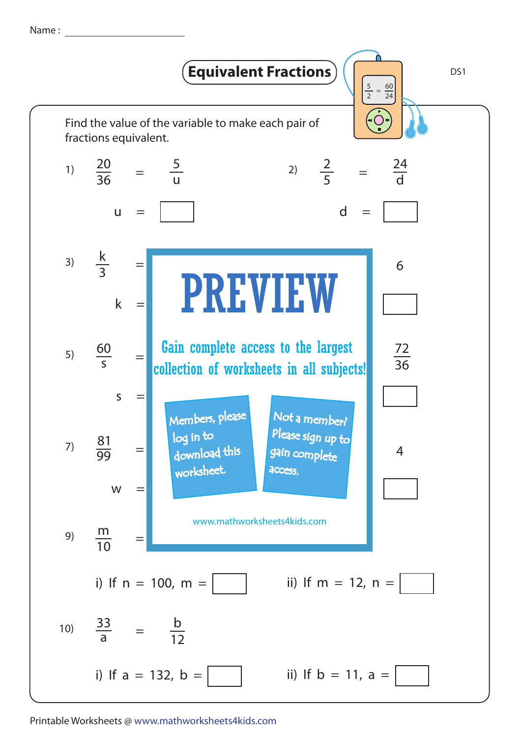Name : ____________________

# Equivalent Fractions

DS1

Find the value of the variable to make each pair of fractions equivalent.

1) $\frac{20}{36} = \frac{5}{u}$

$u = \square$

2) $\frac{2}{5} = \frac{24}{d}$

$d = \square$

3) $\frac{k}{3} =$ 6

$k = \square$

5) $\frac{60}{s} = \frac{72}{36}$

$s = \square$

7) $\frac{81}{99} =$ 4

$w = \square$

**PREVIEW**

Gain complete access to the largest collection of worksheets in all subjects!

Members, please log in to download this worksheet.

Not a member? Please sign up to gain complete access.

www.mathworksheets4kids.com

9) $\frac{m}{10} =$

i) If $n = 100$, $m = \square$

ii) If $m = 12$, $n = \square$

10) $\frac{33}{a} = \frac{b}{12}$

i) If $a = 132$, $b = \square$

ii) If $b = 11$, $a = \square$

Printable Worksheets @ www.mathworksheets4kids.com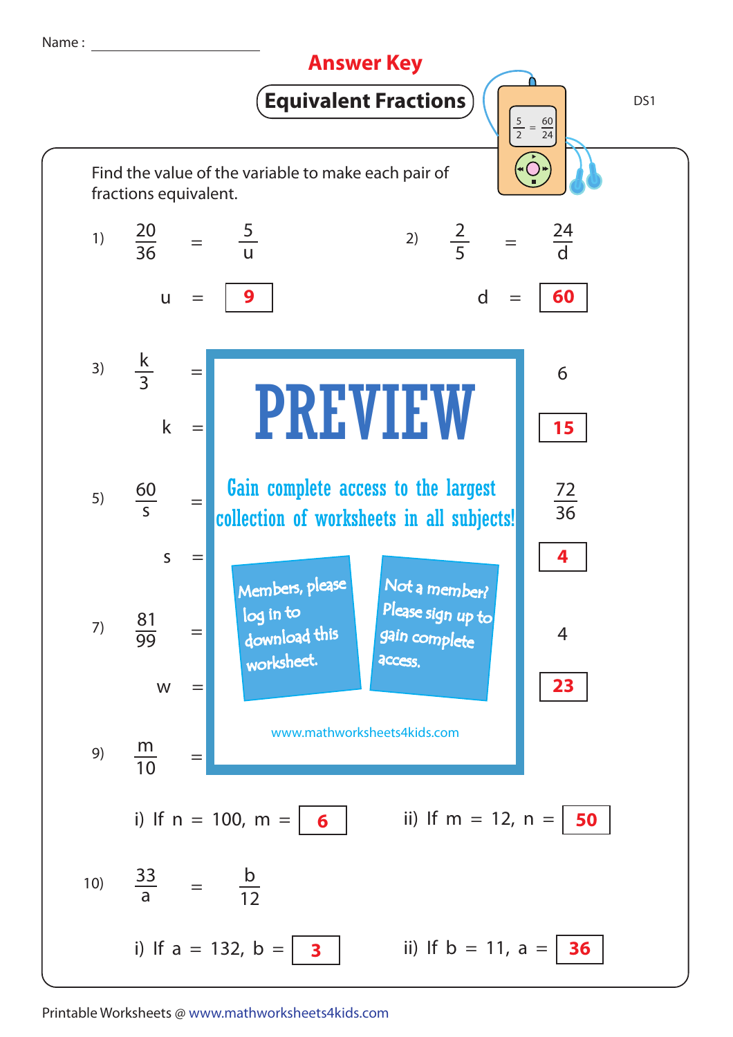Name :

**Answer Key**

# Equivalent Fractions

DS1

Find the value of the variable to make each pair of fractions equivalent.

1) $\frac{20}{36} = \frac{5}{u}$

$u = $ **9**

2) $\frac{2}{5} = \frac{24}{d}$

$d = $ **60**

3) $\frac{k}{3} =$ ... 6

$k = $ ... **15**

5) $\frac{60}{s} =$ ... $\frac{72}{36}$

$s = $ ... **4**

7) $\frac{81}{99} =$ ... 4

$w = $ ... **23**

9) $\frac{m}{10} =$

i) If $n = 100$, $m = $ **6**

ii) If $m = 12$, $n = $ **50**

10) $\frac{33}{a} = \frac{b}{12}$

i) If $a = 132$, $b = $ **3**

ii) If $b = 11$, $a = $ **36**

PREVIEW

Gain complete access to the largest collection of worksheets in all subjects!

Members, please log in to download this worksheet.

Not a member? Please sign up to gain complete access.

www.mathworksheets4kids.com

Printable Worksheets @ www.mathworksheets4kids.com